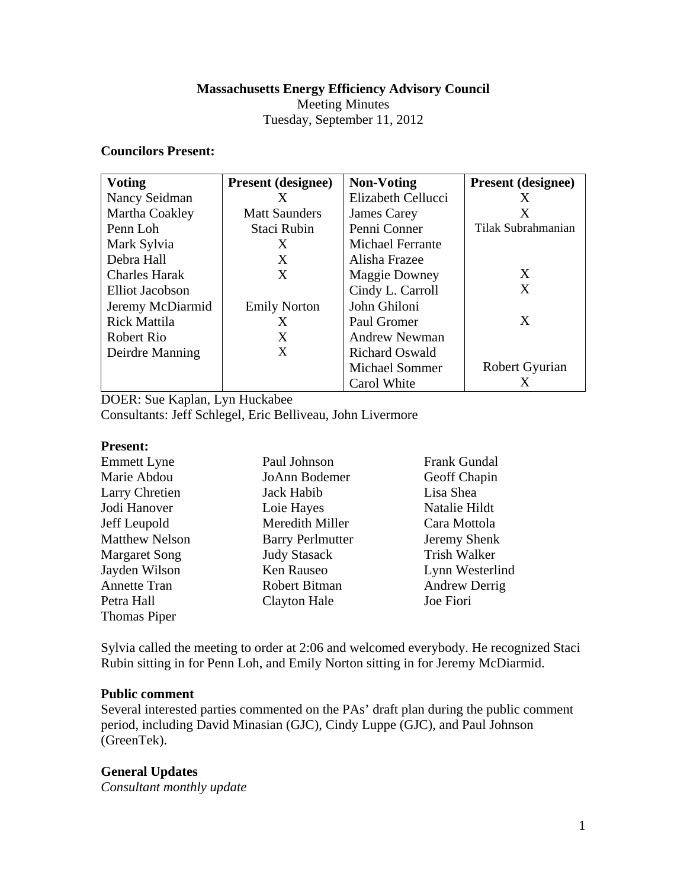**Massachusetts Energy Efficiency Advisory Council**

Meeting Minutes

Tuesday, September 11, 2012

**Councilors Present:**

| Voting | Present (designee) | Non-Voting | Present (designee) |
|---|---|---|---|
| Nancy Seidman | X | Elizabeth Cellucci | X |
| Martha Coakley | Matt Saunders | James Carey | X |
| Penn Loh | Staci Rubin | Penni Conner | Tilak Subrahmanian |
| Mark Sylvia | X | Michael Ferrante | |
| Debra Hall | X | Alisha Frazee | |
| Charles Harak | X | Maggie Downey | X |
| Elliot Jacobson | | Cindy L. Carroll | X |
| Jeremy McDiarmid | Emily Norton | John Ghiloni | |
| Rick Mattila | X | Paul Gromer | X |
| Robert Rio | X | Andrew Newman | |
| Deirdre Manning | X | Richard Oswald | |
| | | Michael Sommer | Robert Gyurian |
| | | Carol White | X |

DOER: Sue Kaplan, Lyn Huckabee

Consultants: Jeff Schlegel, Eric Belliveau, John Livermore

**Present:**

| | | |
|---|---|---|
| Emmett Lyne | Paul Johnson | Frank Gundal |
| Marie Abdou | JoAnn Bodemer | Geoff Chapin |
| Larry Chretien | Jack Habib | Lisa Shea |
| Jodi Hanover | Loie Hayes | Natalie Hildt |
| Jeff Leupold | Meredith Miller | Cara Mottola |
| Matthew Nelson | Barry Perlmutter | Jeremy Shenk |
| Margaret Song | Judy Stasack | Trish Walker |
| Jayden Wilson | Ken Rauseo | Lynn Westerlind |
| Annette Tran | Robert Bitman | Andrew Derrig |
| Petra Hall | Clayton Hale | Joe Fiori |
| Thomas Piper | | |

Sylvia called the meeting to order at 2:06 and welcomed everybody. He recognized Staci Rubin sitting in for Penn Loh, and Emily Norton sitting in for Jeremy McDiarmid.

**Public comment**

Several interested parties commented on the PAs' draft plan during the public comment period, including David Minasian (GJC), Cindy Luppe (GJC), and Paul Johnson (GreenTek).

**General Updates**

*Consultant monthly update*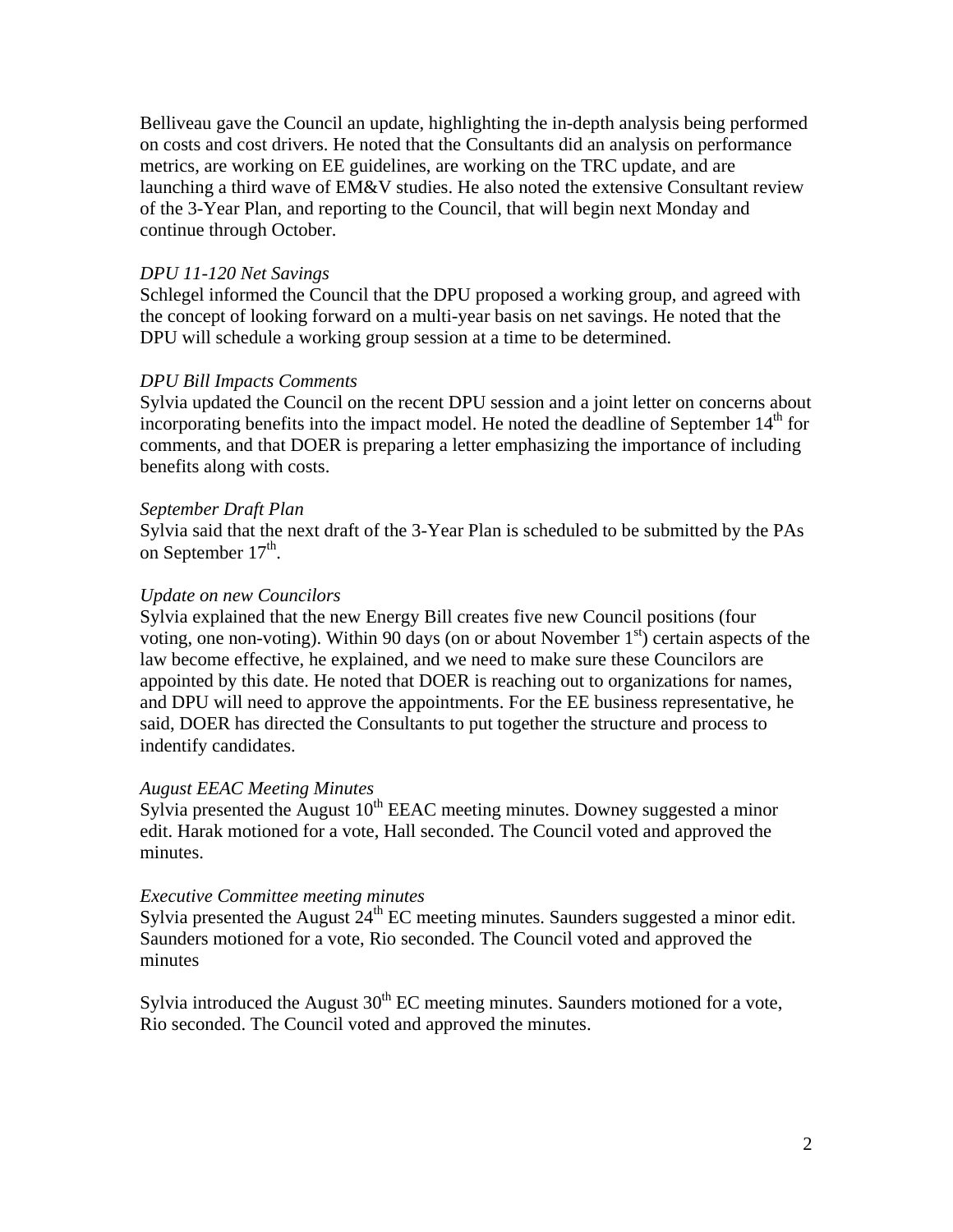Belliveau gave the Council an update, highlighting the in-depth analysis being performed on costs and cost drivers. He noted that the Consultants did an analysis on performance metrics, are working on EE guidelines, are working on the TRC update, and are launching a third wave of EM&V studies. He also noted the extensive Consultant review of the 3-Year Plan, and reporting to the Council, that will begin next Monday and continue through October.

*DPU 11-120 Net Savings*

Schlegel informed the Council that the DPU proposed a working group, and agreed with the concept of looking forward on a multi-year basis on net savings. He noted that the DPU will schedule a working group session at a time to be determined.

*DPU Bill Impacts Comments*

Sylvia updated the Council on the recent DPU session and a joint letter on concerns about incorporating benefits into the impact model. He noted the deadline of September 14th for comments, and that DOER is preparing a letter emphasizing the importance of including benefits along with costs.

*September Draft Plan*

Sylvia said that the next draft of the 3-Year Plan is scheduled to be submitted by the PAs on September 17th.

*Update on new Councilors*

Sylvia explained that the new Energy Bill creates five new Council positions (four voting, one non-voting). Within 90 days (on or about November 1st) certain aspects of the law become effective, he explained, and we need to make sure these Councilors are appointed by this date. He noted that DOER is reaching out to organizations for names, and DPU will need to approve the appointments. For the EE business representative, he said, DOER has directed the Consultants to put together the structure and process to indentify candidates.

*August EEAC Meeting Minutes*

Sylvia presented the August 10th EEAC meeting minutes. Downey suggested a minor edit. Harak motioned for a vote, Hall seconded. The Council voted and approved the minutes.

*Executive Committee meeting minutes*

Sylvia presented the August 24th EC meeting minutes. Saunders suggested a minor edit. Saunders motioned for a vote, Rio seconded. The Council voted and approved the minutes

Sylvia introduced the August 30th EC meeting minutes. Saunders motioned for a vote, Rio seconded. The Council voted and approved the minutes.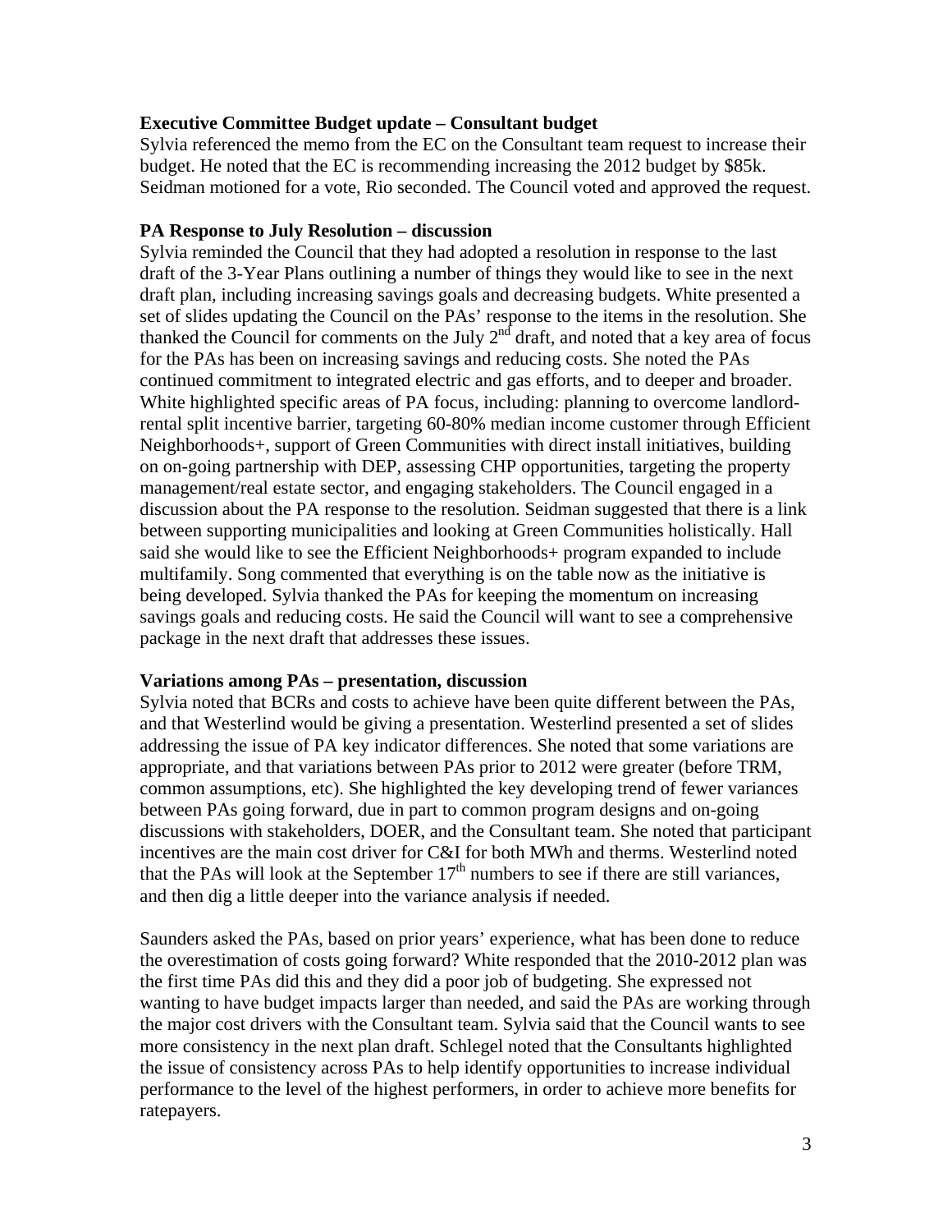**Executive Committee Budget update – Consultant budget**
Sylvia referenced the memo from the EC on the Consultant team request to increase their budget. He noted that the EC is recommending increasing the 2012 budget by \$85k. Seidman motioned for a vote, Rio seconded. The Council voted and approved the request.

**PA Response to July Resolution – discussion**
Sylvia reminded the Council that they had adopted a resolution in response to the last draft of the 3-Year Plans outlining a number of things they would like to see in the next draft plan, including increasing savings goals and decreasing budgets. White presented a set of slides updating the Council on the PAs' response to the items in the resolution. She thanked the Council for comments on the July 2nd draft, and noted that a key area of focus for the PAs has been on increasing savings and reducing costs. She noted the PAs continued commitment to integrated electric and gas efforts, and to deeper and broader. White highlighted specific areas of PA focus, including: planning to overcome landlord-rental split incentive barrier, targeting 60-80% median income customer through Efficient Neighborhoods+, support of Green Communities with direct install initiatives, building on on-going partnership with DEP, assessing CHP opportunities, targeting the property management/real estate sector, and engaging stakeholders. The Council engaged in a discussion about the PA response to the resolution. Seidman suggested that there is a link between supporting municipalities and looking at Green Communities holistically. Hall said she would like to see the Efficient Neighborhoods+ program expanded to include multifamily. Song commented that everything is on the table now as the initiative is being developed. Sylvia thanked the PAs for keeping the momentum on increasing savings goals and reducing costs. He said the Council will want to see a comprehensive package in the next draft that addresses these issues.

**Variations among PAs – presentation, discussion**
Sylvia noted that BCRs and costs to achieve have been quite different between the PAs, and that Westerlind would be giving a presentation. Westerlind presented a set of slides addressing the issue of PA key indicator differences. She noted that some variations are appropriate, and that variations between PAs prior to 2012 were greater (before TRM, common assumptions, etc). She highlighted the key developing trend of fewer variances between PAs going forward, due in part to common program designs and on-going discussions with stakeholders, DOER, and the Consultant team. She noted that participant incentives are the main cost driver for C&I for both MWh and therms. Westerlind noted that the PAs will look at the September 17th numbers to see if there are still variances, and then dig a little deeper into the variance analysis if needed.

Saunders asked the PAs, based on prior years' experience, what has been done to reduce the overestimation of costs going forward? White responded that the 2010-2012 plan was the first time PAs did this and they did a poor job of budgeting. She expressed not wanting to have budget impacts larger than needed, and said the PAs are working through the major cost drivers with the Consultant team. Sylvia said that the Council wants to see more consistency in the next plan draft. Schlegel noted that the Consultants highlighted the issue of consistency across PAs to help identify opportunities to increase individual performance to the level of the highest performers, in order to achieve more benefits for ratepayers.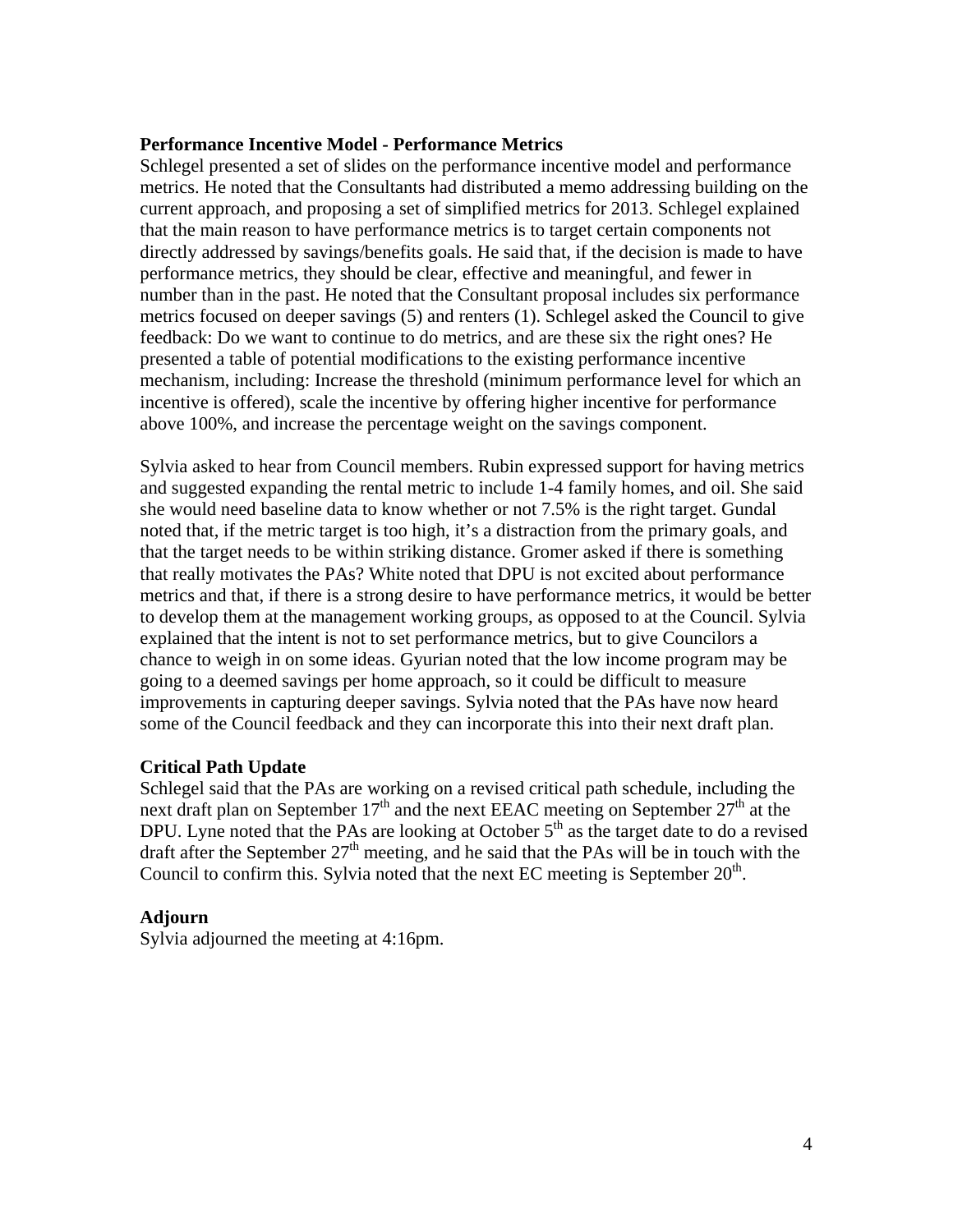**Performance Incentive Model - Performance Metrics**

Schlegel presented a set of slides on the performance incentive model and performance metrics. He noted that the Consultants had distributed a memo addressing building on the current approach, and proposing a set of simplified metrics for 2013. Schlegel explained that the main reason to have performance metrics is to target certain components not directly addressed by savings/benefits goals. He said that, if the decision is made to have performance metrics, they should be clear, effective and meaningful, and fewer in number than in the past. He noted that the Consultant proposal includes six performance metrics focused on deeper savings (5) and renters (1). Schlegel asked the Council to give feedback: Do we want to continue to do metrics, and are these six the right ones? He presented a table of potential modifications to the existing performance incentive mechanism, including: Increase the threshold (minimum performance level for which an incentive is offered), scale the incentive by offering higher incentive for performance above 100%, and increase the percentage weight on the savings component.

Sylvia asked to hear from Council members. Rubin expressed support for having metrics and suggested expanding the rental metric to include 1-4 family homes, and oil. She said she would need baseline data to know whether or not 7.5% is the right target. Gundal noted that, if the metric target is too high, it's a distraction from the primary goals, and that the target needs to be within striking distance. Gromer asked if there is something that really motivates the PAs? White noted that DPU is not excited about performance metrics and that, if there is a strong desire to have performance metrics, it would be better to develop them at the management working groups, as opposed to at the Council. Sylvia explained that the intent is not to set performance metrics, but to give Councilors a chance to weigh in on some ideas. Gyurian noted that the low income program may be going to a deemed savings per home approach, so it could be difficult to measure improvements in capturing deeper savings. Sylvia noted that the PAs have now heard some of the Council feedback and they can incorporate this into their next draft plan.

**Critical Path Update**

Schlegel said that the PAs are working on a revised critical path schedule, including the next draft plan on September 17th and the next EEAC meeting on September 27th at the DPU. Lyne noted that the PAs are looking at October 5th as the target date to do a revised draft after the September 27th meeting, and he said that the PAs will be in touch with the Council to confirm this. Sylvia noted that the next EC meeting is September 20th.

**Adjourn**

Sylvia adjourned the meeting at 4:16pm.